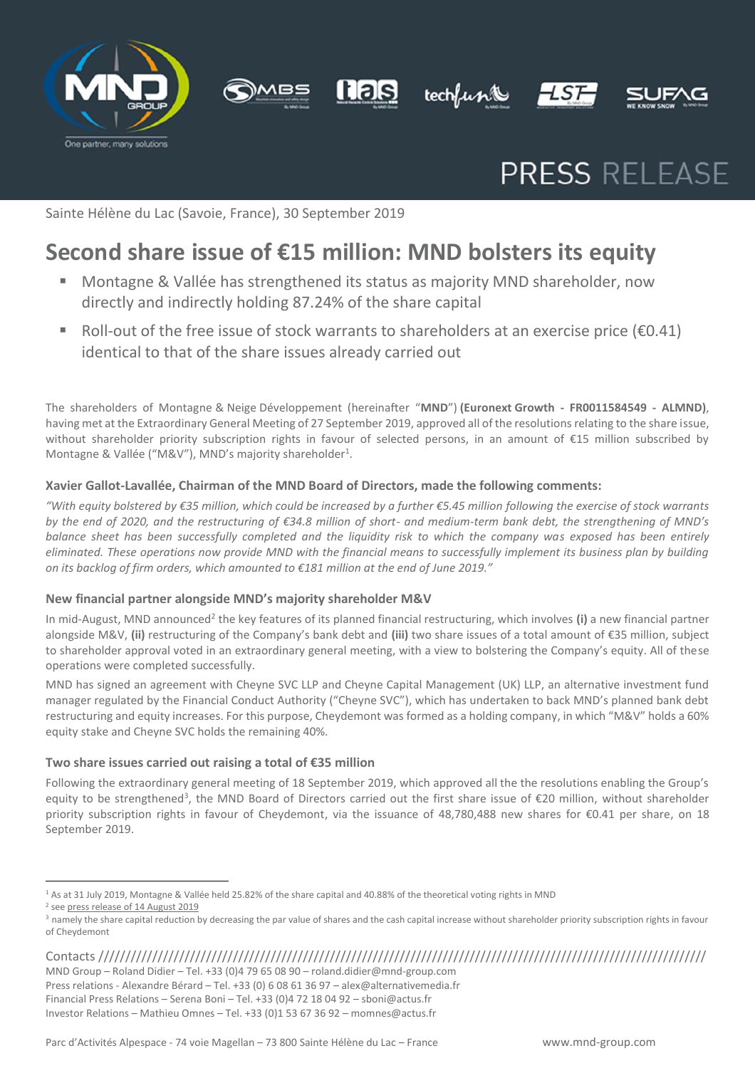PRESS RELEASE

Sainte Hélène du Lac (Savoie, France), 30 September 2019

# Second share issue of €15 million: MND bolsters its equity

- Montagne & Vallée has strengthened its status as majority MND shareholder, now directly and indirectly holding 87.24% of the share capital
- Roll-out of the free issue of stock warrants to shareholders at an exercise price (€0.41) identical to that of the share issues already carried out

The shareholders of Montagne & Neige Développement (hereinafter "**MND**") **(Euronext Growth - FR0011584549 - ALMND)**, having met at the Extraordinary General Meeting of 27 September 2019, approved all of the resolutions relating to the share issue, without shareholder priority subscription rights in favour of selected persons, in an amount of €15 million subscribed by Montagne & Vallée ("M&V"), MND's majority shareholder[1].

### Xavier Gallot-Lavallée, Chairman of the MND Board of Directors, made the following comments:

*"With equity bolstered by €35 million, which could be increased by a further €5.45 million following the exercise of stock warrants by the end of 2020, and the restructuring of €34.8 million of short- and medium-term bank debt, the strengthening of MND's balance sheet has been successfully completed and the liquidity risk to which the company was exposed has been entirely eliminated. These operations now provide MND with the financial means to successfully implement its business plan by building on its backlog of firm orders, which amounted to €181 million at the end of June 2019."*

### New financial partner alongside MND's majority shareholder M&V

In mid-August, MND announced[2] the key features of its planned financial restructuring, which involves **(i)** a new financial partner alongside M&V, **(ii)** restructuring of the Company's bank debt and **(iii)** two share issues of a total amount of €35 million, subject to shareholder approval voted in an extraordinary general meeting, with a view to bolstering the Company's equity. All of these operations were completed successfully.

MND has signed an agreement with Cheyne SVC LLP and Cheyne Capital Management (UK) LLP, an alternative investment fund manager regulated by the Financial Conduct Authority ("Cheyne SVC"), which has undertaken to back MND's planned bank debt restructuring and equity increases. For this purpose, Cheydemont was formed as a holding company, in which "M&V" holds a 60% equity stake and Cheyne SVC holds the remaining 40%.

### Two share issues carried out raising a total of €35 million

Following the extraordinary general meeting of 18 September 2019, which approved all the the resolutions enabling the Group's equity to be strengthened[3], the MND Board of Directors carried out the first share issue of €20 million, without shareholder priority subscription rights in favour of Cheydemont, via the issuance of 48,780,488 new shares for €0.41 per share, on 18 September 2019.

---

[1] As at 31 July 2019, Montagne & Vallée held 25.82% of the share capital and 40.88% of the theoretical voting rights in MND

[2] see press release of 14 August 2019

[3] namely the share capital reduction by decreasing the par value of shares and the cash capital increase without shareholder priority subscription rights in favour of Cheydemont

Contacts

MND Group – Roland Didier – Tel. +33 (0)4 79 65 08 90 – roland.didier@mnd-group.com
Press relations - Alexandre Bérard – Tel. +33 (0) 6 08 61 36 97 – alex@alternativemedia.fr
Financial Press Relations – Serena Boni – Tel. +33 (0)4 72 18 04 92 – sboni@actus.fr
Investor Relations – Mathieu Omnes – Tel. +33 (0)1 53 67 36 92 – momnes@actus.fr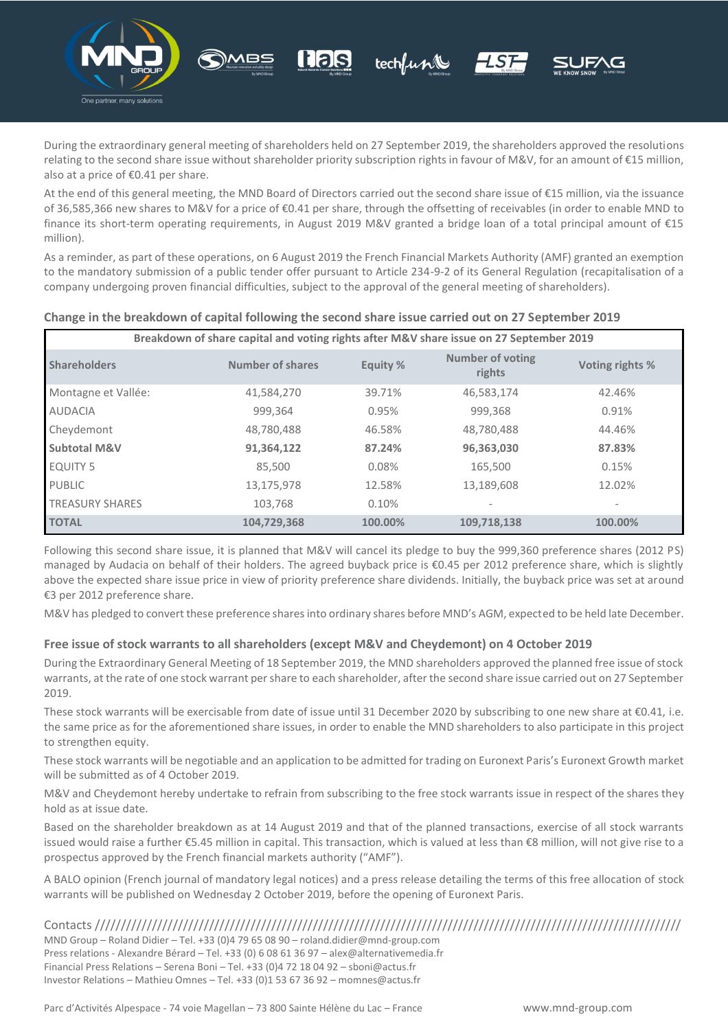During the extraordinary general meeting of shareholders held on 27 September 2019, the shareholders approved the resolutions relating to the second share issue without shareholder priority subscription rights in favour of M&V, for an amount of €15 million, also at a price of €0.41 per share.

At the end of this general meeting, the MND Board of Directors carried out the second share issue of €15 million, via the issuance of 36,585,366 new shares to M&V for a price of €0.41 per share, through the offsetting of receivables (in order to enable MND to finance its short-term operating requirements, in August 2019 M&V granted a bridge loan of a total principal amount of €15 million).

As a reminder, as part of these operations, on 6 August 2019 the French Financial Markets Authority (AMF) granted an exemption to the mandatory submission of a public tender offer pursuant to Article 234-9-2 of its General Regulation (recapitalisation of a company undergoing proven financial difficulties, subject to the approval of the general meeting of shareholders).

### Change in the breakdown of capital following the second share issue carried out on 27 September 2019

| Breakdown of share capital and voting rights after M&V share issue on 27 September 2019 | | | | |
|---|---|---|---|---|
| **Shareholders** | **Number of shares** | **Equity %** | **Number of voting rights** | **Voting rights %** |
| Montagne et Vallée: | 41,584,270 | 39.71% | 46,583,174 | 42.46% |
| AUDACIA | 999,364 | 0.95% | 999,368 | 0.91% |
| Cheydemont | 48,780,488 | 46.58% | 48,780,488 | 44.46% |
| **Subtotal M&V** | **91,364,122** | **87.24%** | **96,363,030** | **87.83%** |
| EQUITY 5 | 85,500 | 0.08% | 165,500 | 0.15% |
| PUBLIC | 13,175,978 | 12.58% | 13,189,608 | 12.02% |
| TREASURY SHARES | 103,768 | 0.10% | - | - |
| **TOTAL** | **104,729,368** | **100.00%** | **109,718,138** | **100.00%** |

Following this second share issue, it is planned that M&V will cancel its pledge to buy the 999,360 preference shares (2012 PS) managed by Audacia on behalf of their holders. The agreed buyback price is €0.45 per 2012 preference share, which is slightly above the expected share issue price in view of priority preference share dividends. Initially, the buyback price was set at around €3 per 2012 preference share.

M&V has pledged to convert these preference shares into ordinary shares before MND's AGM, expected to be held late December.

### Free issue of stock warrants to all shareholders (except M&V and Cheydemont) on 4 October 2019

During the Extraordinary General Meeting of 18 September 2019, the MND shareholders approved the planned free issue of stock warrants, at the rate of one stock warrant per share to each shareholder, after the second share issue carried out on 27 September 2019.

These stock warrants will be exercisable from date of issue until 31 December 2020 by subscribing to one new share at €0.41, i.e. the same price as for the aforementioned share issues, in order to enable the MND shareholders to also participate in this project to strengthen equity.

These stock warrants will be negotiable and an application to be admitted for trading on Euronext Paris's Euronext Growth market will be submitted as of 4 October 2019.

M&V and Cheydemont hereby undertake to refrain from subscribing to the free stock warrants issue in respect of the shares they hold as at issue date.

Based on the shareholder breakdown as at 14 August 2019 and that of the planned transactions, exercise of all stock warrants issued would raise a further €5.45 million in capital. This transaction, which is valued at less than €8 million, will not give rise to a prospectus approved by the French financial markets authority ("AMF").

A BALO opinion (French journal of mandatory legal notices) and a press release detailing the terms of this free allocation of stock warrants will be published on Wednesday 2 October 2019, before the opening of Euronext Paris.

Contacts ////////////////////////////////////////////////////////////////////////////////////////////////////////

MND Group – Roland Didier – Tel. +33 (0)4 79 65 08 90 – roland.didier@mnd-group.com
Press relations - Alexandre Bérard – Tel. +33 (0) 6 08 61 36 97 – alex@alternativemedia.fr
Financial Press Relations – Serena Boni – Tel. +33 (0)4 72 18 04 92 – sboni@actus.fr
Investor Relations – Mathieu Omnes – Tel. +33 (0)1 53 67 36 92 – momnes@actus.fr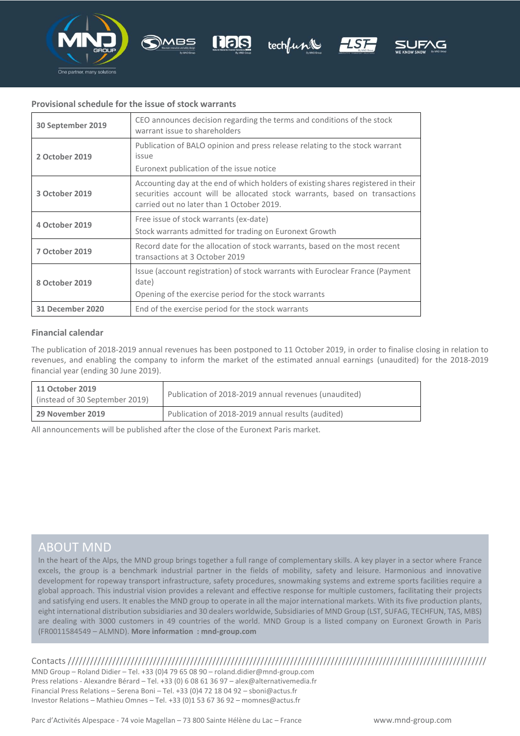## Provisional schedule for the issue of stock warrants

| | |
|---|---|
| **30 September 2019** | CEO announces decision regarding the terms and conditions of the stock warrant issue to shareholders |
| **2 October 2019** | Publication of BALO opinion and press release relating to the stock warrant issue<br>Euronext publication of the issue notice |
| **3 October 2019** | Accounting day at the end of which holders of existing shares registered in their securities account will be allocated stock warrants, based on transactions carried out no later than 1 October 2019. |
| **4 October 2019** | Free issue of stock warrants (ex-date)<br>Stock warrants admitted for trading on Euronext Growth |
| **7 October 2019** | Record date for the allocation of stock warrants, based on the most recent transactions at 3 October 2019 |
| **8 October 2019** | Issue (account registration) of stock warrants with Euroclear France (Payment date)<br>Opening of the exercise period for the stock warrants |
| **31 December 2020** | End of the exercise period for the stock warrants |

## Financial calendar

The publication of 2018-2019 annual revenues has been postponed to 11 October 2019, in order to finalise closing in relation to revenues, and enabling the company to inform the market of the estimated annual earnings (unaudited) for the 2018-2019 financial year (ending 30 June 2019).

| | |
|---|---|
| **11 October 2019**<br>(instead of 30 September 2019) | Publication of 2018-2019 annual revenues (unaudited) |
| **29 November 2019** | Publication of 2018-2019 annual results (audited) |

All announcements will be published after the close of the Euronext Paris market.

## ABOUT MND

In the heart of the Alps, the MND group brings together a full range of complementary skills. A key player in a sector where France excels, the group is a benchmark industrial partner in the fields of mobility, safety and leisure. Harmonious and innovative development for ropeway transport infrastructure, safety procedures, snowmaking systems and extreme sports facilities require a global approach. This industrial vision provides a relevant and effective response for multiple customers, facilitating their projects and satisfying end users. It enables the MND group to operate in all the major international markets. With its five production plants, eight international distribution subsidiaries and 30 dealers worldwide, Subsidiaries of MND Group (LST, SUFAG, TECHFUN, TAS, MBS) are dealing with 3000 customers in 49 countries of the world. MND Group is a listed company on Euronext Growth in Paris (FR0011584549 – ALMND). **More information : mnd-group.com**

Contacts ///////////////////////////////////////////////////////////////////////////////////////////////////////////

MND Group – Roland Didier – Tel. +33 (0)4 79 65 08 90 – roland.didier@mnd-group.com
Press relations - Alexandre Bérard – Tel. +33 (0) 6 08 61 36 97 – alex@alternativemedia.fr
Financial Press Relations – Serena Boni – Tel. +33 (0)4 72 18 04 92 – sboni@actus.fr
Investor Relations – Mathieu Omnes – Tel. +33 (0)1 53 67 36 92 – momnes@actus.fr

Parc d'Activités Alpespace - 74 voie Magellan – 73 800 Sainte Hélène du Lac – France    www.mnd-group.com